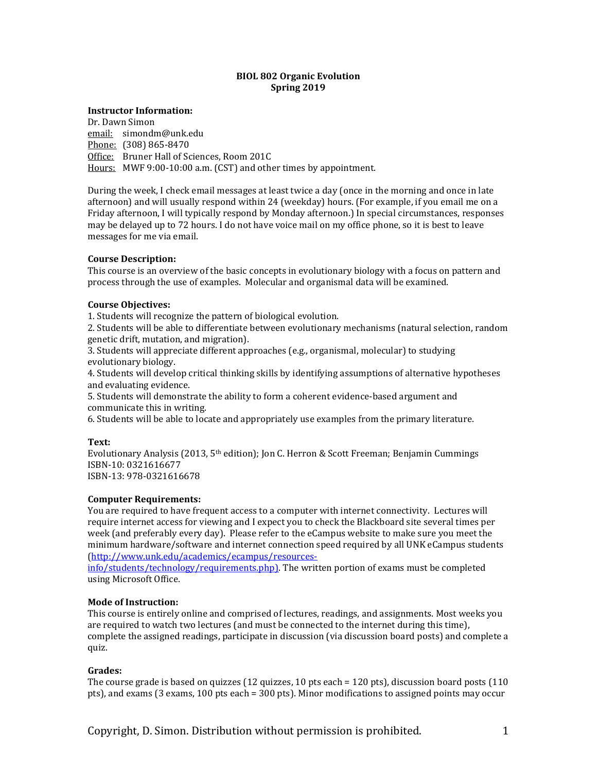# BIOL 802 Organic Evolution
## Spring 2019

**Instructor Information:**
Dr. Dawn Simon
email: simondm@unk.edu
Phone: (308) 865-8470
Office: Bruner Hall of Sciences, Room 201C
Hours: MWF 9:00-10:00 a.m. (CST) and other times by appointment.

During the week, I check email messages at least twice a day (once in the morning and once in late afternoon) and will usually respond within 24 (weekday) hours. (For example, if you email me on a Friday afternoon, I will typically respond by Monday afternoon.) In special circumstances, responses may be delayed up to 72 hours. I do not have voice mail on my office phone, so it is best to leave messages for me via email.

**Course Description:**
This course is an overview of the basic concepts in evolutionary biology with a focus on pattern and process through the use of examples. Molecular and organismal data will be examined.

**Course Objectives:**
1. Students will recognize the pattern of biological evolution.
2. Students will be able to differentiate between evolutionary mechanisms (natural selection, random genetic drift, mutation, and migration).
3. Students will appreciate different approaches (e.g., organismal, molecular) to studying evolutionary biology.
4. Students will develop critical thinking skills by identifying assumptions of alternative hypotheses and evaluating evidence.
5. Students will demonstrate the ability to form a coherent evidence-based argument and communicate this in writing.
6. Students will be able to locate and appropriately use examples from the primary literature.

**Text:**
Evolutionary Analysis (2013, 5th edition); Jon C. Herron & Scott Freeman; Benjamin Cummings
ISBN-10: 0321616677
ISBN-13: 978-0321616678

**Computer Requirements:**
You are required to have frequent access to a computer with internet connectivity. Lectures will require internet access for viewing and I expect you to check the Blackboard site several times per week (and preferably every day). Please refer to the eCampus website to make sure you meet the minimum hardware/software and internet connection speed required by all UNK eCampus students (http://www.unk.edu/academics/ecampus/resources-info/students/technology/requirements.php). The written portion of exams must be completed using Microsoft Office.

**Mode of Instruction:**
This course is entirely online and comprised of lectures, readings, and assignments. Most weeks you are required to watch two lectures (and must be connected to the internet during this time), complete the assigned readings, participate in discussion (via discussion board posts) and complete a quiz.

**Grades:**
The course grade is based on quizzes (12 quizzes, 10 pts each = 120 pts), discussion board posts (110 pts), and exams (3 exams, 100 pts each = 300 pts). Minor modifications to assigned points may occur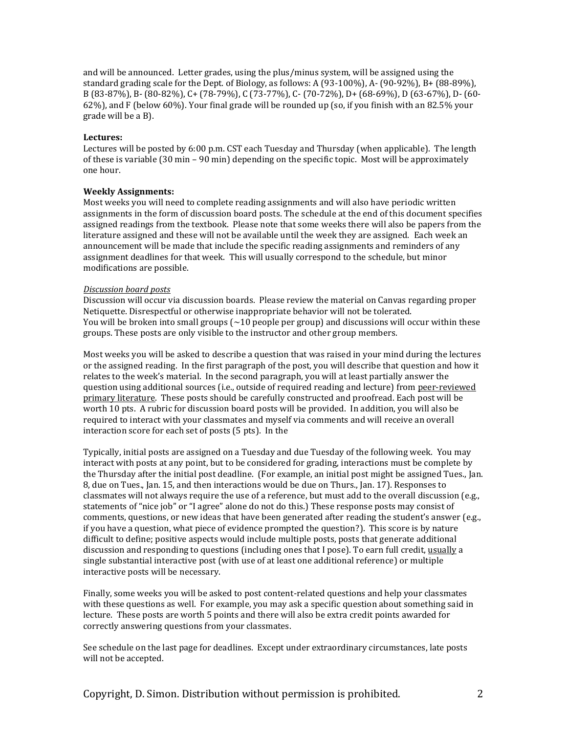and will be announced. Letter grades, using the plus/minus system, will be assigned using the standard grading scale for the Dept. of Biology, as follows: A (93-100%), A- (90-92%), B+ (88-89%), B (83-87%), B- (80-82%), C+ (78-79%), C (73-77%), C- (70-72%), D+ (68-69%), D (63-67%), D- (60-62%), and F (below 60%). Your final grade will be rounded up (so, if you finish with an 82.5% your grade will be a B).

**Lectures:**
Lectures will be posted by 6:00 p.m. CST each Tuesday and Thursday (when applicable). The length of these is variable (30 min – 90 min) depending on the specific topic. Most will be approximately one hour.

**Weekly Assignments:**
Most weeks you will need to complete reading assignments and will also have periodic written assignments in the form of discussion board posts. The schedule at the end of this document specifies assigned readings from the textbook. Please note that some weeks there will also be papers from the literature assigned and these will not be available until the week they are assigned. Each week an announcement will be made that include the specific reading assignments and reminders of any assignment deadlines for that week. This will usually correspond to the schedule, but minor modifications are possible.

*Discussion board posts*
Discussion will occur via discussion boards. Please review the material on Canvas regarding proper Netiquette. Disrespectful or otherwise inappropriate behavior will not be tolerated.
You will be broken into small groups (~10 people per group) and discussions will occur within these groups. These posts are only visible to the instructor and other group members.

Most weeks you will be asked to describe a question that was raised in your mind during the lectures or the assigned reading. In the first paragraph of the post, you will describe that question and how it relates to the week's material. In the second paragraph, you will at least partially answer the question using additional sources (i.e., outside of required reading and lecture) from peer-reviewed primary literature. These posts should be carefully constructed and proofread. Each post will be worth 10 pts. A rubric for discussion board posts will be provided. In addition, you will also be required to interact with your classmates and myself via comments and will receive an overall interaction score for each set of posts (5 pts). In the

Typically, initial posts are assigned on a Tuesday and due Tuesday of the following week. You may interact with posts at any point, but to be considered for grading, interactions must be complete by the Thursday after the initial post deadline. (For example, an initial post might be assigned Tues., Jan. 8, due on Tues., Jan. 15, and then interactions would be due on Thurs., Jan. 17). Responses to classmates will not always require the use of a reference, but must add to the overall discussion (e.g., statements of "nice job" or "I agree" alone do not do this.) These response posts may consist of comments, questions, or new ideas that have been generated after reading the student's answer (e.g., if you have a question, what piece of evidence prompted the question?). This score is by nature difficult to define; positive aspects would include multiple posts, posts that generate additional discussion and responding to questions (including ones that I pose). To earn full credit, usually a single substantial interactive post (with use of at least one additional reference) or multiple interactive posts will be necessary.

Finally, some weeks you will be asked to post content-related questions and help your classmates with these questions as well. For example, you may ask a specific question about something said in lecture. These posts are worth 5 points and there will also be extra credit points awarded for correctly answering questions from your classmates.

See schedule on the last page for deadlines. Except under extraordinary circumstances, late posts will not be accepted.

Copyright, D. Simon. Distribution without permission is prohibited.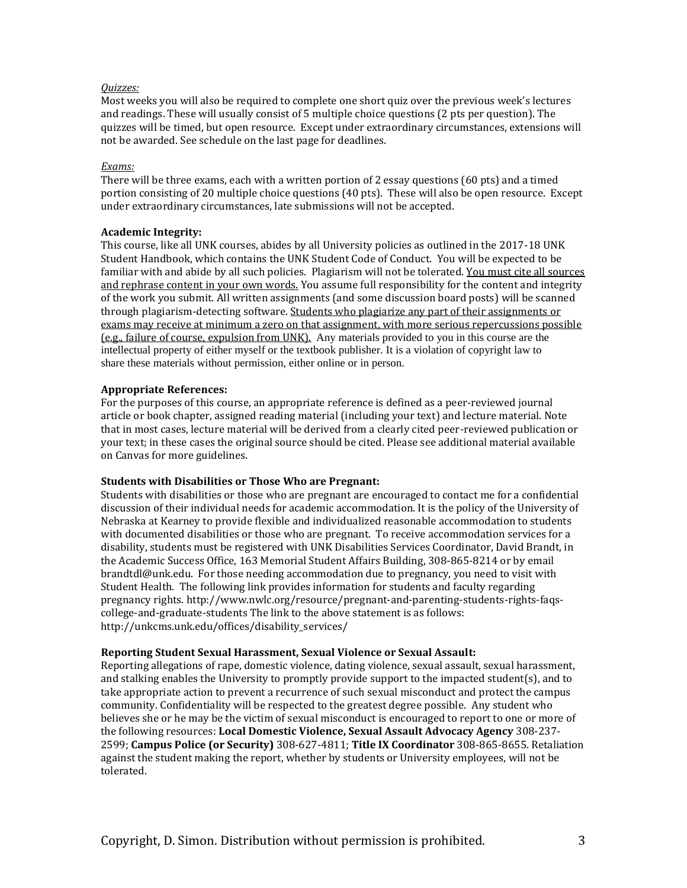*Quizzes:*

Most weeks you will also be required to complete one short quiz over the previous week's lectures and readings. These will usually consist of 5 multiple choice questions (2 pts per question). The quizzes will be timed, but open resource. Except under extraordinary circumstances, extensions will not be awarded. See schedule on the last page for deadlines.

*Exams:*

There will be three exams, each with a written portion of 2 essay questions (60 pts) and a timed portion consisting of 20 multiple choice questions (40 pts). These will also be open resource. Except under extraordinary circumstances, late submissions will not be accepted.

**Academic Integrity:**

This course, like all UNK courses, abides by all University policies as outlined in the 2017-18 UNK Student Handbook, which contains the UNK Student Code of Conduct. You will be expected to be familiar with and abide by all such policies. Plagiarism will not be tolerated. <u>You must cite all sources and rephrase content in your own words.</u> You assume full responsibility for the content and integrity of the work you submit. All written assignments (and some discussion board posts) will be scanned through plagiarism-detecting software. <u>Students who plagiarize any part of their assignments or exams may receive at minimum a zero on that assignment, with more serious repercussions possible (e.g., failure of course, expulsion from UNK).</u> Any materials provided to you in this course are the intellectual property of either myself or the textbook publisher. It is a violation of copyright law to share these materials without permission, either online or in person.

**Appropriate References:**

For the purposes of this course, an appropriate reference is defined as a peer-reviewed journal article or book chapter, assigned reading material (including your text) and lecture material. Note that in most cases, lecture material will be derived from a clearly cited peer-reviewed publication or your text; in these cases the original source should be cited. Please see additional material available on Canvas for more guidelines.

**Students with Disabilities or Those Who are Pregnant:**

Students with disabilities or those who are pregnant are encouraged to contact me for a confidential discussion of their individual needs for academic accommodation. It is the policy of the University of Nebraska at Kearney to provide flexible and individualized reasonable accommodation to students with documented disabilities or those who are pregnant. To receive accommodation services for a disability, students must be registered with UNK Disabilities Services Coordinator, David Brandt, in the Academic Success Office, 163 Memorial Student Affairs Building, 308-865-8214 or by email brandtdl@unk.edu. For those needing accommodation due to pregnancy, you need to visit with Student Health. The following link provides information for students and faculty regarding pregnancy rights. http://www.nwlc.org/resource/pregnant-and-parenting-students-rights-faqs-college-and-graduate-students The link to the above statement is as follows: http://unkcms.unk.edu/offices/disability_services/

**Reporting Student Sexual Harassment, Sexual Violence or Sexual Assault:**

Reporting allegations of rape, domestic violence, dating violence, sexual assault, sexual harassment, and stalking enables the University to promptly provide support to the impacted student(s), and to take appropriate action to prevent a recurrence of such sexual misconduct and protect the campus community. Confidentiality will be respected to the greatest degree possible. Any student who believes she or he may be the victim of sexual misconduct is encouraged to report to one or more of the following resources: **Local Domestic Violence, Sexual Assault Advocacy Agency** 308-237-2599; **Campus Police (or Security)** 308-627-4811; **Title IX Coordinator** 308-865-8655. Retaliation against the student making the report, whether by students or University employees, will not be tolerated.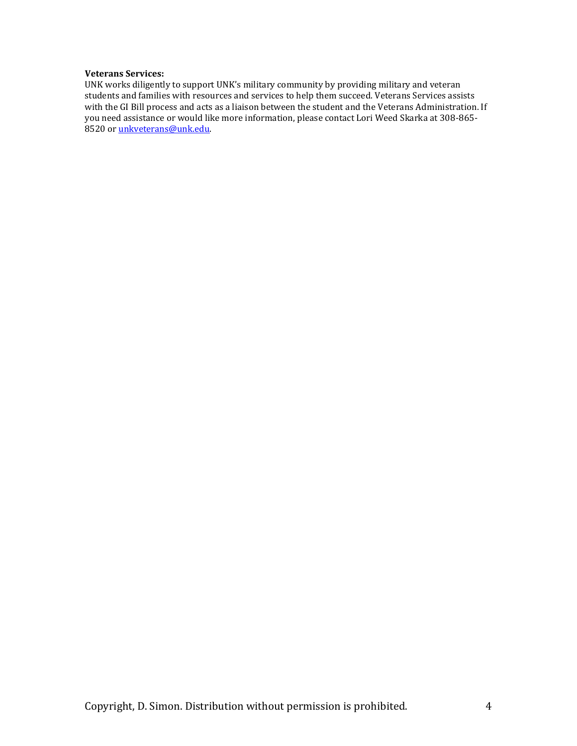**Veterans Services:**
UNK works diligently to support UNK's military community by providing military and veteran students and families with resources and services to help them succeed. Veterans Services assists with the GI Bill process and acts as a liaison between the student and the Veterans Administration. If you need assistance or would like more information, please contact Lori Weed Skarka at 308-865-8520 or [unkveterans@unk.edu](mailto:unkveterans@unk.edu).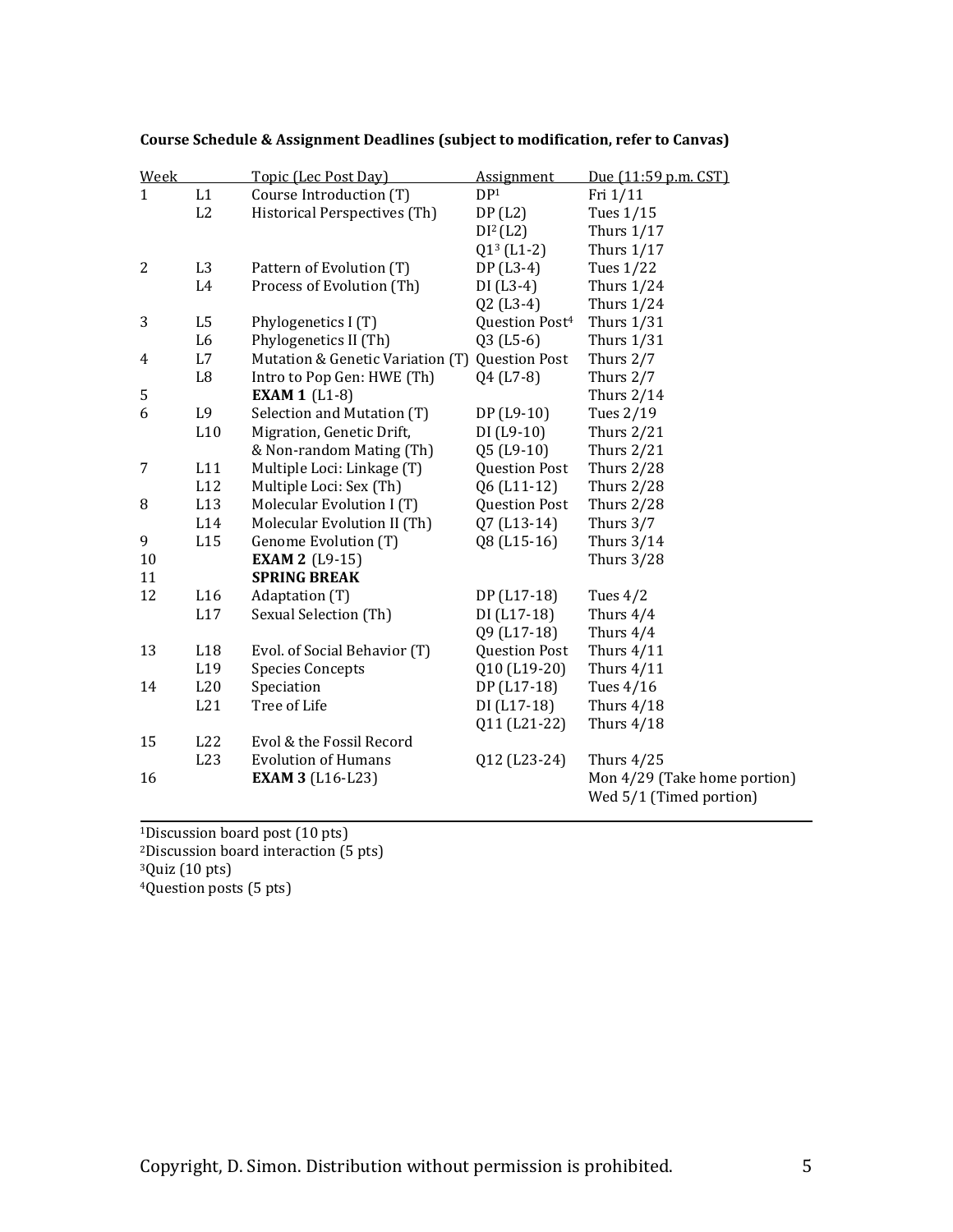**Course Schedule & Assignment Deadlines (subject to modification, refer to Canvas)**

| Week | | Topic (Lec Post Day) | Assignment | Due (11:59 p.m. CST) |
|---|---|---|---|---|
| 1 | L1 | Course Introduction (T) | DP[1] | Fri 1/11 |
| | L2 | Historical Perspectives (Th) | DP (L2) | Tues 1/15 |
| | | | DI[2] (L2) | Thurs 1/17 |
| | | | Q1[3] (L1-2) | Thurs 1/17 |
| 2 | L3 | Pattern of Evolution (T) | DP (L3-4) | Tues 1/22 |
| | L4 | Process of Evolution (Th) | DI (L3-4) | Thurs 1/24 |
| | | | Q2 (L3-4) | Thurs 1/24 |
| 3 | L5 | Phylogenetics I (T) | Question Post[4] | Thurs 1/31 |
| | L6 | Phylogenetics II (Th) | Q3 (L5-6) | Thurs 1/31 |
| 4 | L7 | Mutation & Genetic Variation (T) | Question Post | Thurs 2/7 |
| | L8 | Intro to Pop Gen: HWE (Th) | Q4 (L7-8) | Thurs 2/7 |
| 5 | | **EXAM 1** (L1-8) | | Thurs 2/14 |
| 6 | L9 | Selection and Mutation (T) | DP (L9-10) | Tues 2/19 |
| | L10 | Migration, Genetic Drift, | DI (L9-10) | Thurs 2/21 |
| | | & Non-random Mating (Th) | Q5 (L9-10) | Thurs 2/21 |
| 7 | L11 | Multiple Loci: Linkage (T) | Question Post | Thurs 2/28 |
| | L12 | Multiple Loci: Sex (Th) | Q6 (L11-12) | Thurs 2/28 |
| 8 | L13 | Molecular Evolution I (T) | Question Post | Thurs 2/28 |
| | L14 | Molecular Evolution II (Th) | Q7 (L13-14) | Thurs 3/7 |
| 9 | L15 | Genome Evolution (T) | Q8 (L15-16) | Thurs 3/14 |
| 10 | | **EXAM 2** (L9-15) | | Thurs 3/28 |
| 11 | | **SPRING BREAK** | | |
| 12 | L16 | Adaptation (T) | DP (L17-18) | Tues 4/2 |
| | L17 | Sexual Selection (Th) | DI (L17-18) | Thurs 4/4 |
| | | | Q9 (L17-18) | Thurs 4/4 |
| 13 | L18 | Evol. of Social Behavior (T) | Question Post | Thurs 4/11 |
| | L19 | Species Concepts | Q10 (L19-20) | Thurs 4/11 |
| 14 | L20 | Speciation | DP (L17-18) | Tues 4/16 |
| | L21 | Tree of Life | DI (L17-18) | Thurs 4/18 |
| | | | Q11 (L21-22) | Thurs 4/18 |
| 15 | L22 | Evol & the Fossil Record | | |
| | L23 | Evolution of Humans | Q12 (L23-24) | Thurs 4/25 |
| 16 | | **EXAM 3** (L16-L23) | | Mon 4/29 (Take home portion) |
| | | | | Wed 5/1 (Timed portion) |

[1]Discussion board post (10 pts)
[2]Discussion board interaction (5 pts)
[3]Quiz (10 pts)
[4]Question posts (5 pts)

Copyright, D. Simon. Distribution without permission is prohibited.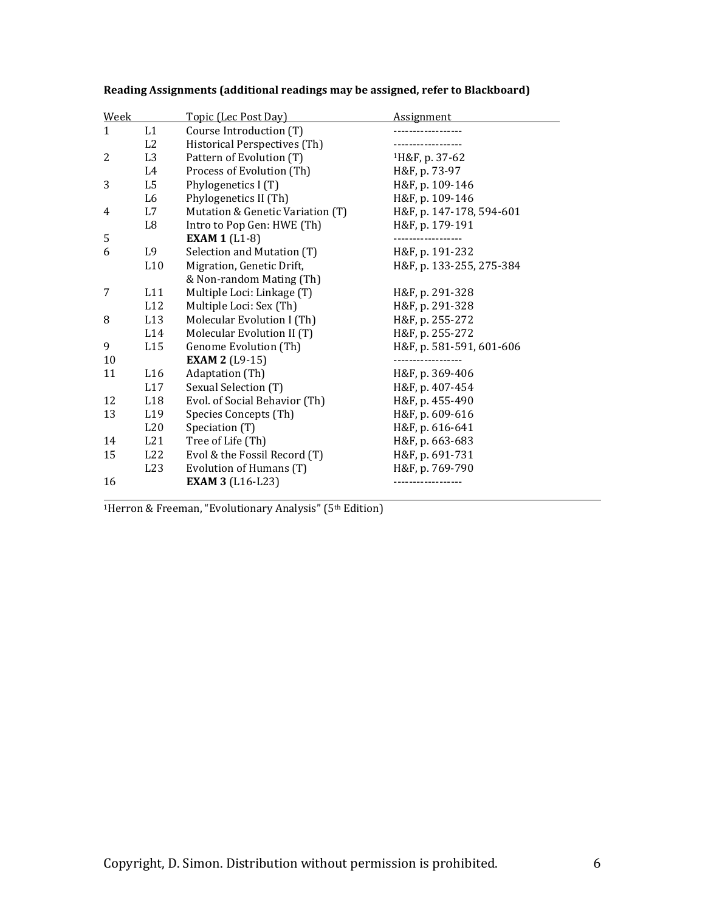**Reading Assignments (additional readings may be assigned, refer to Blackboard)**

| Week | | Topic (Lec Post Day) | Assignment |
|---|---|---|---|
| 1 | L1 | Course Introduction (T) | ----------------- |
| | L2 | Historical Perspectives (Th) | ----------------- |
| 2 | L3 | Pattern of Evolution (T) | [1]H&F, p. 37-62 |
| | L4 | Process of Evolution (Th) | H&F, p. 73-97 |
| 3 | L5 | Phylogenetics I (T) | H&F, p. 109-146 |
| | L6 | Phylogenetics II (Th) | H&F, p. 109-146 |
| 4 | L7 | Mutation & Genetic Variation (T) | H&F, p. 147-178, 594-601 |
| | L8 | Intro to Pop Gen: HWE (Th) | H&F, p. 179-191 |
| 5 | | **EXAM 1** (L1-8) | ----------------- |
| 6 | L9 | Selection and Mutation (T) | H&F, p. 191-232 |
| | L10 | Migration, Genetic Drift, & Non-random Mating (Th) | H&F, p. 133-255, 275-384 |
| 7 | L11 | Multiple Loci: Linkage (T) | H&F, p. 291-328 |
| | L12 | Multiple Loci: Sex (Th) | H&F, p. 291-328 |
| 8 | L13 | Molecular Evolution I (Th) | H&F, p. 255-272 |
| | L14 | Molecular Evolution II (T) | H&F, p. 255-272 |
| 9 | L15 | Genome Evolution (Th) | H&F, p. 581-591, 601-606 |
| 10 | | **EXAM 2** (L9-15) | ----------------- |
| 11 | L16 | Adaptation (Th) | H&F, p. 369-406 |
| | L17 | Sexual Selection (T) | H&F, p. 407-454 |
| 12 | L18 | Evol. of Social Behavior (Th) | H&F, p. 455-490 |
| 13 | L19 | Species Concepts (Th) | H&F, p. 609-616 |
| | L20 | Speciation (T) | H&F, p. 616-641 |
| 14 | L21 | Tree of Life (Th) | H&F, p. 663-683 |
| 15 | L22 | Evol & the Fossil Record (T) | H&F, p. 691-731 |
| | L23 | Evolution of Humans (T) | H&F, p. 769-790 |
| 16 | | **EXAM 3** (L16-L23) | ----------------- |

[1]Herron & Freeman, "Evolutionary Analysis" (5th Edition)

Copyright, D. Simon. Distribution without permission is prohibited.